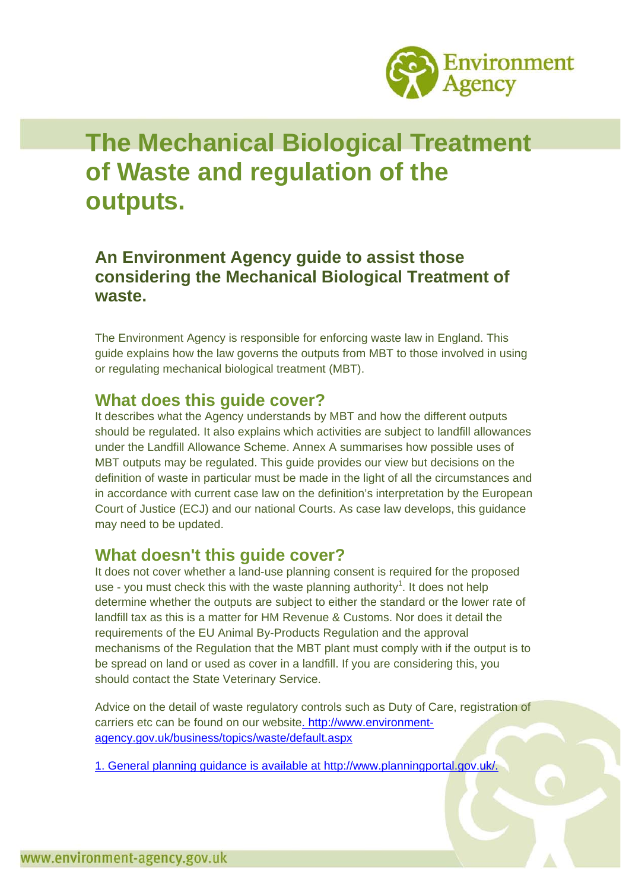# The Mechanical Biological Treatment of Waste and regulation of the outputs.

## An Environment Agency guide to assist those considering the Mechanical Biological Treatment of waste.

The Environment Agency is responsible for enforcing waste law in England. This guide explains how the law governs the outputs from MBT to those involved in using or regulating mechanical biological treatment (MBT).

## What does this guide cover?

It describes what the Agency understands by MBT and how the different outputs should be regulated. It also explains which activities are subject to landfill allowances under the Landfill Allowance Scheme. Annex A summarises how possible uses of MBT outputs may be regulated. This guide provides our view but decisions on the definition of waste in particular must be made in the light of all the circumstances and in accordance with current case law on the definition's interpretation by the European Court of Justice (ECJ) and our national Courts. As case law develops, this guidance may need to be updated.

## What doesn't this guide cover?

It does not cover whether a land-use planning consent is required for the proposed use - you must check this with the waste planning authority[1]. It does not help determine whether the outputs are subject to either the standard or the lower rate of landfill tax as this is a matter for HM Revenue & Customs. Nor does it detail the requirements of the EU Animal By-Products Regulation and the approval mechanisms of the Regulation that the MBT plant must comply with if the output is to be spread on land or used as cover in a landfill. If you are considering this, you should contact the State Veterinary Service.

Advice on the detail of waste regulatory controls such as Duty of Care, registration of carriers etc can be found on our website. http://www.environment-agency.gov.uk/business/topics/waste/default.aspx

1. General planning guidance is available at http://www.planningportal.gov.uk/.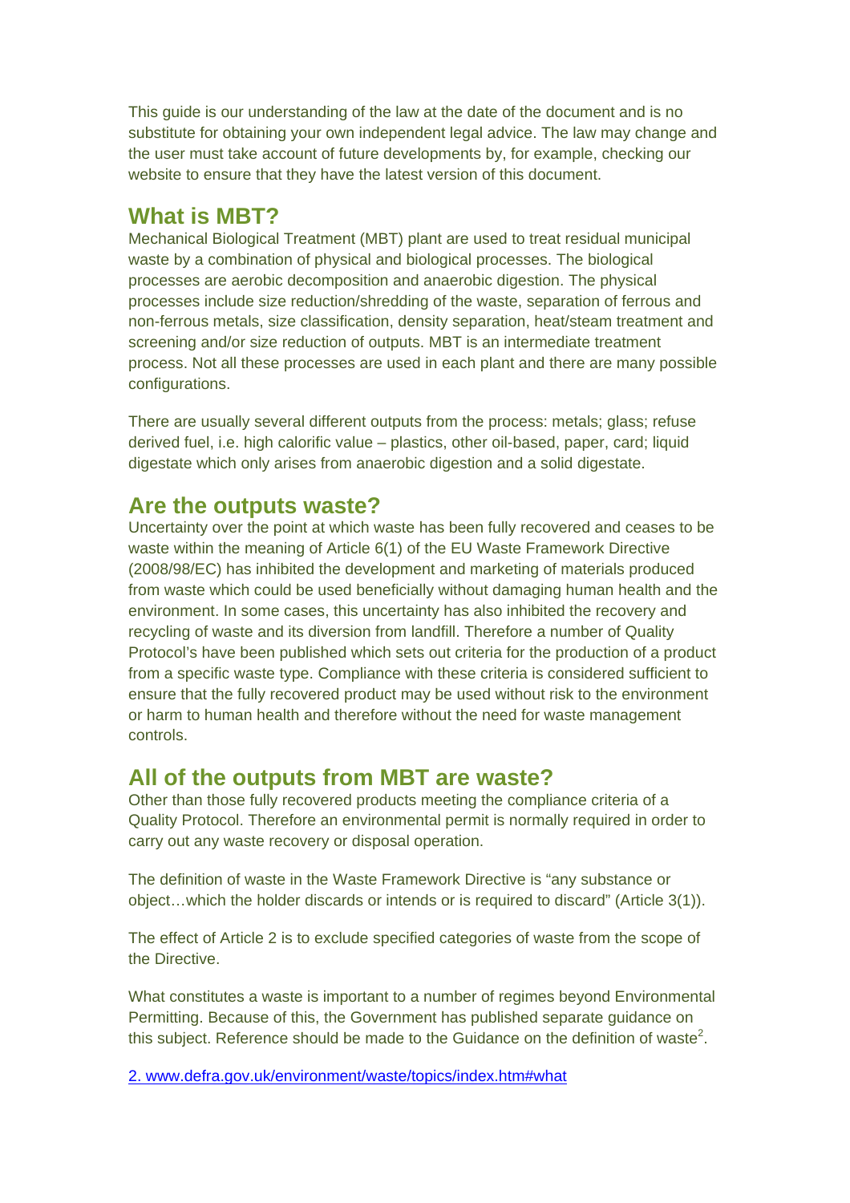This guide is our understanding of the law at the date of the document and is no substitute for obtaining your own independent legal advice. The law may change and the user must take account of future developments by, for example, checking our website to ensure that they have the latest version of this document.

## What is MBT?

Mechanical Biological Treatment (MBT) plant are used to treat residual municipal waste by a combination of physical and biological processes. The biological processes are aerobic decomposition and anaerobic digestion. The physical processes include size reduction/shredding of the waste, separation of ferrous and non-ferrous metals, size classification, density separation, heat/steam treatment and screening and/or size reduction of outputs. MBT is an intermediate treatment process. Not all these processes are used in each plant and there are many possible configurations.

There are usually several different outputs from the process: metals; glass; refuse derived fuel, i.e. high calorific value – plastics, other oil-based, paper, card; liquid digestate which only arises from anaerobic digestion and a solid digestate.

## Are the outputs waste?

Uncertainty over the point at which waste has been fully recovered and ceases to be waste within the meaning of Article 6(1) of the EU Waste Framework Directive (2008/98/EC) has inhibited the development and marketing of materials produced from waste which could be used beneficially without damaging human health and the environment. In some cases, this uncertainty has also inhibited the recovery and recycling of waste and its diversion from landfill. Therefore a number of Quality Protocol's have been published which sets out criteria for the production of a product from a specific waste type. Compliance with these criteria is considered sufficient to ensure that the fully recovered product may be used without risk to the environment or harm to human health and therefore without the need for waste management controls.

## All of the outputs from MBT are waste?

Other than those fully recovered products meeting the compliance criteria of a Quality Protocol. Therefore an environmental permit is normally required in order to carry out any waste recovery or disposal operation.

The definition of waste in the Waste Framework Directive is "any substance or object…which the holder discards or intends or is required to discard" (Article 3(1)).

The effect of Article 2 is to exclude specified categories of waste from the scope of the Directive.

What constitutes a waste is important to a number of regimes beyond Environmental Permitting. Because of this, the Government has published separate guidance on this subject. Reference should be made to the Guidance on the definition of waste[2].

2. www.defra.gov.uk/environment/waste/topics/index.htm#what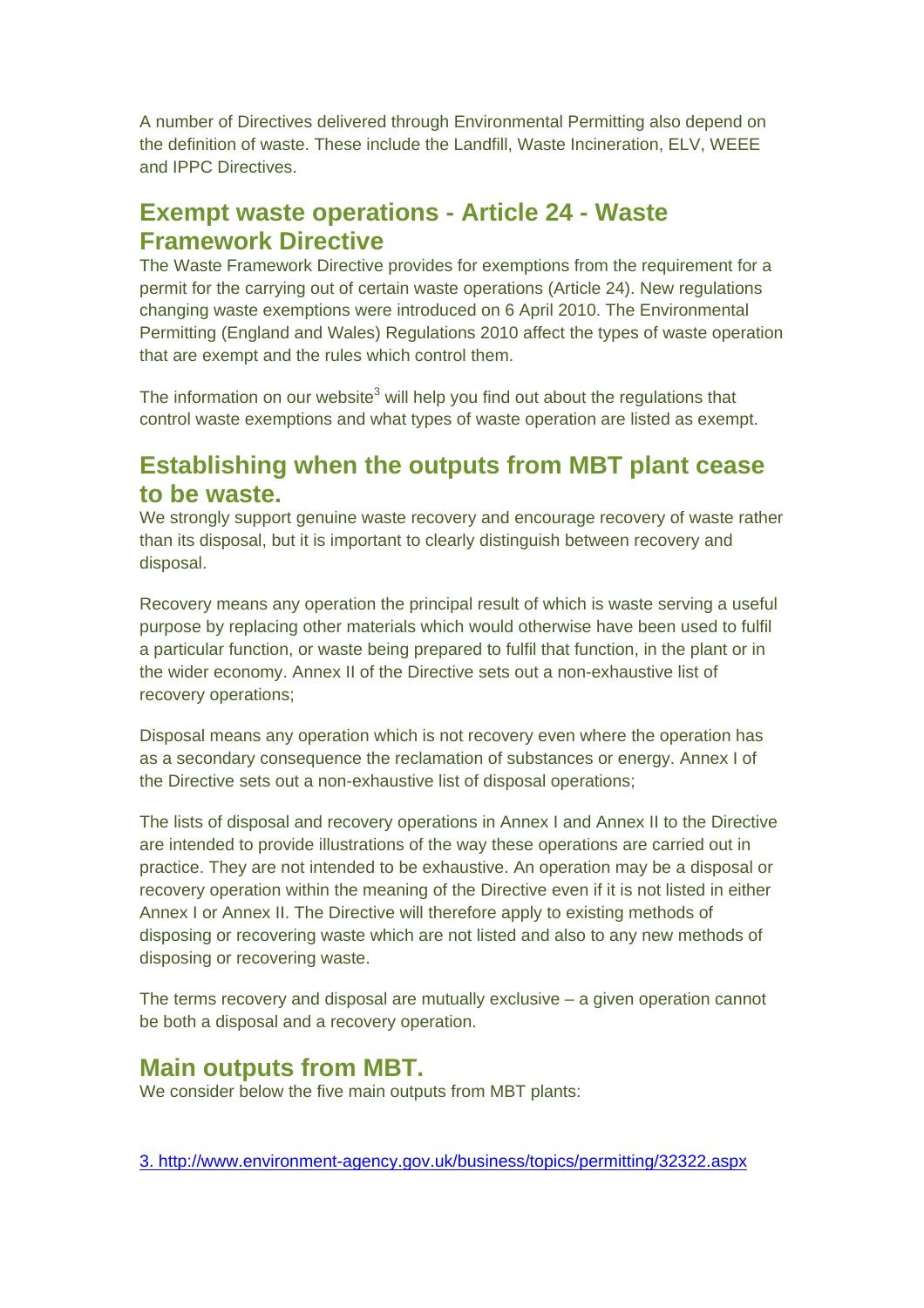A number of Directives delivered through Environmental Permitting also depend on the definition of waste. These include the Landfill, Waste Incineration, ELV, WEEE and IPPC Directives.

## Exempt waste operations - Article 24 - Waste Framework Directive

The Waste Framework Directive provides for exemptions from the requirement for a permit for the carrying out of certain waste operations (Article 24). New regulations changing waste exemptions were introduced on 6 April 2010. The Environmental Permitting (England and Wales) Regulations 2010 affect the types of waste operation that are exempt and the rules which control them.

The information on our website[3] will help you find out about the regulations that control waste exemptions and what types of waste operation are listed as exempt.

## Establishing when the outputs from MBT plant cease to be waste.

We strongly support genuine waste recovery and encourage recovery of waste rather than its disposal, but it is important to clearly distinguish between recovery and disposal.

Recovery means any operation the principal result of which is waste serving a useful purpose by replacing other materials which would otherwise have been used to fulfil a particular function, or waste being prepared to fulfil that function, in the plant or in the wider economy. Annex II of the Directive sets out a non-exhaustive list of recovery operations;

Disposal means any operation which is not recovery even where the operation has as a secondary consequence the reclamation of substances or energy. Annex I of the Directive sets out a non-exhaustive list of disposal operations;

The lists of disposal and recovery operations in Annex I and Annex II to the Directive are intended to provide illustrations of the way these operations are carried out in practice. They are not intended to be exhaustive. An operation may be a disposal or recovery operation within the meaning of the Directive even if it is not listed in either Annex I or Annex II. The Directive will therefore apply to existing methods of disposing or recovering waste which are not listed and also to any new methods of disposing or recovering waste.

The terms recovery and disposal are mutually exclusive – a given operation cannot be both a disposal and a recovery operation.

## Main outputs from MBT.

We consider below the five main outputs from MBT plants:

3. http://www.environment-agency.gov.uk/business/topics/permitting/32322.aspx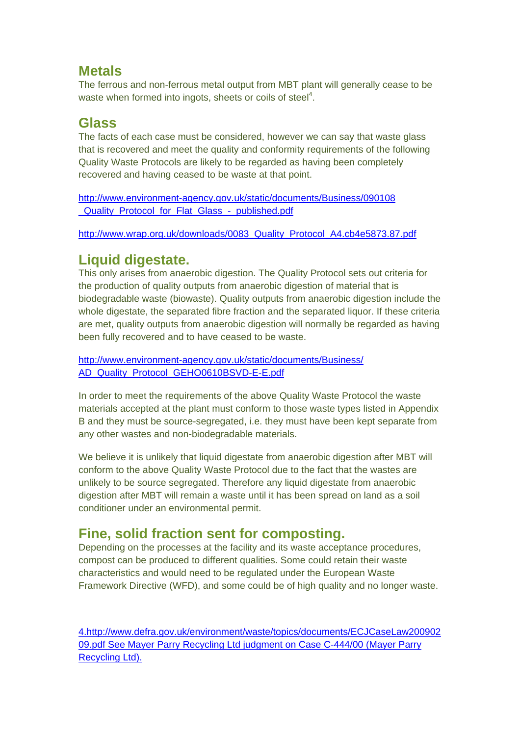## Metals

The ferrous and non-ferrous metal output from MBT plant will generally cease to be waste when formed into ingots, sheets or coils of steel[4].

## Glass

The facts of each case must be considered, however we can say that waste glass that is recovered and meet the quality and conformity requirements of the following Quality Waste Protocols are likely to be regarded as having been completely recovered and having ceased to be waste at that point.

http://www.environment-agency.gov.uk/static/documents/Business/090108_Quality_Protocol_for_Flat_Glass_-_published.pdf

http://www.wrap.org.uk/downloads/0083_Quality_Protocol_A4.cb4e5873.87.pdf

## Liquid digestate.

This only arises from anaerobic digestion. The Quality Protocol sets out criteria for the production of quality outputs from anaerobic digestion of material that is biodegradable waste (biowaste). Quality outputs from anaerobic digestion include the whole digestate, the separated fibre fraction and the separated liquor. If these criteria are met, quality outputs from anaerobic digestion will normally be regarded as having been fully recovered and to have ceased to be waste.

http://www.environment-agency.gov.uk/static/documents/Business/AD_Quality_Protocol_GEHO0610BSVD-E-E.pdf

In order to meet the requirements of the above Quality Waste Protocol the waste materials accepted at the plant must conform to those waste types listed in Appendix B and they must be source-segregated, i.e. they must have been kept separate from any other wastes and non-biodegradable materials.

We believe it is unlikely that liquid digestate from anaerobic digestion after MBT will conform to the above Quality Waste Protocol due to the fact that the wastes are unlikely to be source segregated. Therefore any liquid digestate from anaerobic digestion after MBT will remain a waste until it has been spread on land as a soil conditioner under an environmental permit.

## Fine, solid fraction sent for composting.

Depending on the processes at the facility and its waste acceptance procedures, compost can be produced to different qualities. Some could retain their waste characteristics and would need to be regulated under the European Waste Framework Directive (WFD), and some could be of high quality and no longer waste.

4.http://www.defra.gov.uk/environment/waste/topics/documents/ECJCaseLaw20090209.pdf See Mayer Parry Recycling Ltd judgment on Case C-444/00 (Mayer Parry Recycling Ltd).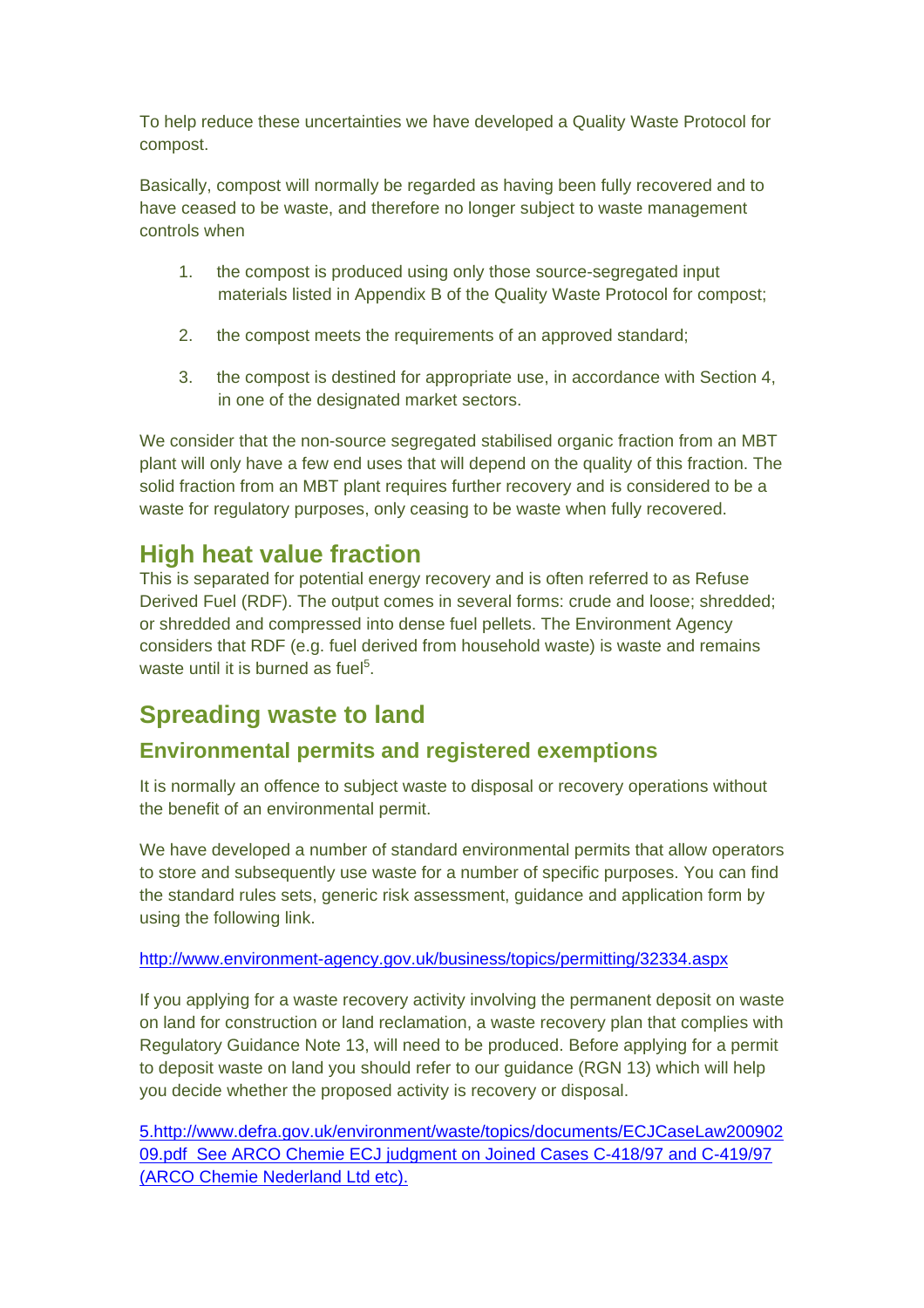To help reduce these uncertainties we have developed a Quality Waste Protocol for compost.

Basically, compost will normally be regarded as having been fully recovered and to have ceased to be waste, and therefore no longer subject to waste management controls when

1. the compost is produced using only those source-segregated input materials listed in Appendix B of the Quality Waste Protocol for compost;

2. the compost meets the requirements of an approved standard;

3. the compost is destined for appropriate use, in accordance with Section 4, in one of the designated market sectors.

We consider that the non-source segregated stabilised organic fraction from an MBT plant will only have a few end uses that will depend on the quality of this fraction. The solid fraction from an MBT plant requires further recovery and is considered to be a waste for regulatory purposes, only ceasing to be waste when fully recovered.

## High heat value fraction

This is separated for potential energy recovery and is often referred to as Refuse Derived Fuel (RDF). The output comes in several forms: crude and loose; shredded; or shredded and compressed into dense fuel pellets. The Environment Agency considers that RDF (e.g. fuel derived from household waste) is waste and remains waste until it is burned as fuel[5].

# Spreading waste to land

## Environmental permits and registered exemptions

It is normally an offence to subject waste to disposal or recovery operations without the benefit of an environmental permit.

We have developed a number of standard environmental permits that allow operators to store and subsequently use waste for a number of specific purposes. You can find the standard rules sets, generic risk assessment, guidance and application form by using the following link.

http://www.environment-agency.gov.uk/business/topics/permitting/32334.aspx

If you applying for a waste recovery activity involving the permanent deposit on waste on land for construction or land reclamation, a waste recovery plan that complies with Regulatory Guidance Note 13, will need to be produced. Before applying for a permit to deposit waste on land you should refer to our guidance (RGN 13) which will help you decide whether the proposed activity is recovery or disposal.

5. http://www.defra.gov.uk/environment/waste/topics/documents/ECJCaseLaw20090209.pdf See ARCO Chemie ECJ judgment on Joined Cases C-418/97 and C-419/97 (ARCO Chemie Nederland Ltd etc).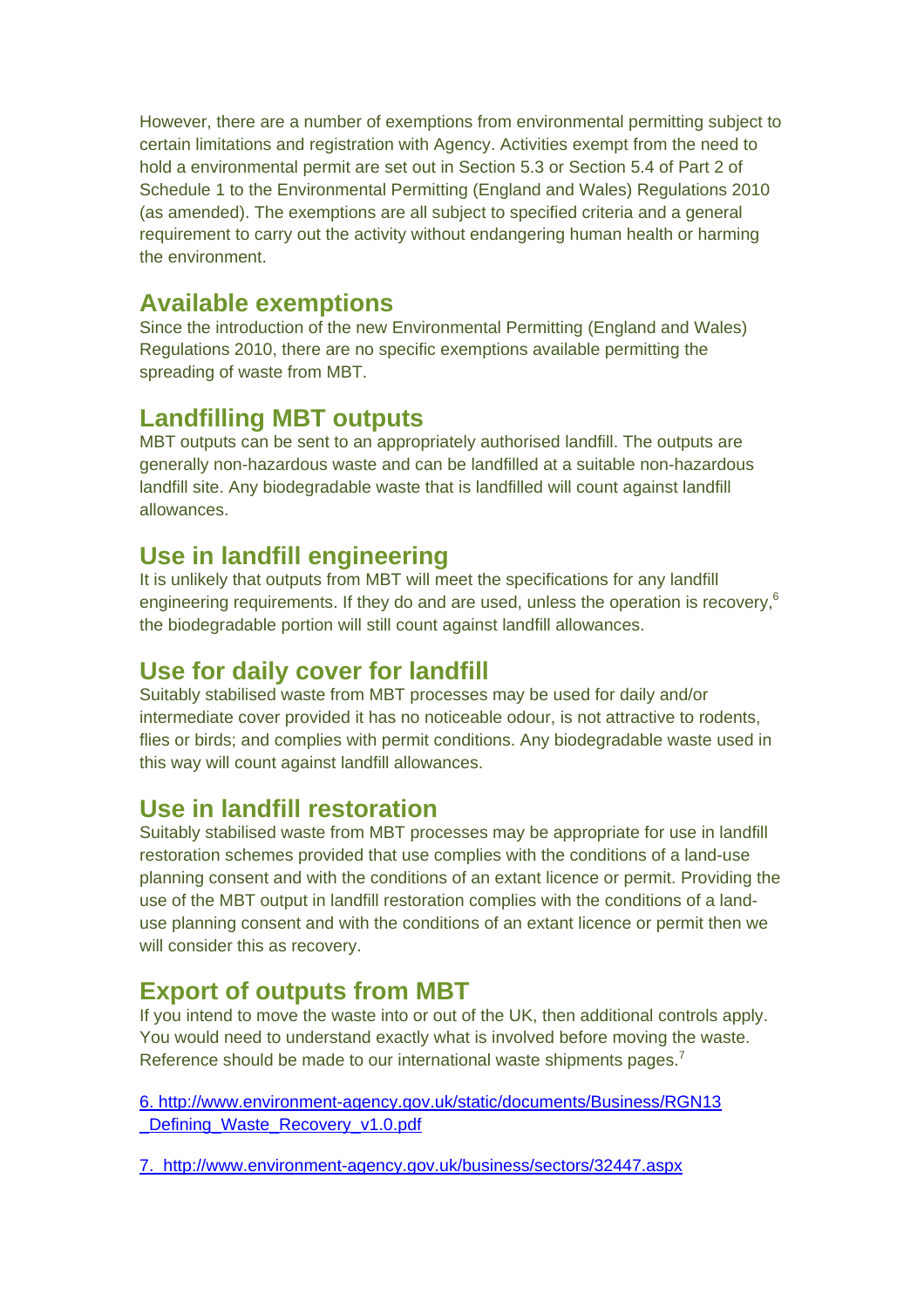However, there are a number of exemptions from environmental permitting subject to certain limitations and registration with Agency. Activities exempt from the need to hold a environmental permit are set out in Section 5.3 or Section 5.4 of Part 2 of Schedule 1 to the Environmental Permitting (England and Wales) Regulations 2010 (as amended). The exemptions are all subject to specified criteria and a general requirement to carry out the activity without endangering human health or harming the environment.

## Available exemptions

Since the introduction of the new Environmental Permitting (England and Wales) Regulations 2010, there are no specific exemptions available permitting the spreading of waste from MBT.

## Landfilling MBT outputs

MBT outputs can be sent to an appropriately authorised landfill. The outputs are generally non-hazardous waste and can be landfilled at a suitable non-hazardous landfill site. Any biodegradable waste that is landfilled will count against landfill allowances.

## Use in landfill engineering

It is unlikely that outputs from MBT will meet the specifications for any landfill engineering requirements. If they do and are used, unless the operation is recovery,[6] the biodegradable portion will still count against landfill allowances.

## Use for daily cover for landfill

Suitably stabilised waste from MBT processes may be used for daily and/or intermediate cover provided it has no noticeable odour, is not attractive to rodents, flies or birds; and complies with permit conditions. Any biodegradable waste used in this way will count against landfill allowances.

## Use in landfill restoration

Suitably stabilised waste from MBT processes may be appropriate for use in landfill restoration schemes provided that use complies with the conditions of a land-use planning consent and with the conditions of an extant licence or permit. Providing the use of the MBT output in landfill restoration complies with the conditions of a land-use planning consent and with the conditions of an extant licence or permit then we will consider this as recovery.

## Export of outputs from MBT

If you intend to move the waste into or out of the UK, then additional controls apply. You would need to understand exactly what is involved before moving the waste. Reference should be made to our international waste shipments pages.[7]

6. http://www.environment-agency.gov.uk/static/documents/Business/RGN13_Defining_Waste_Recovery_v1.0.pdf

7. http://www.environment-agency.gov.uk/business/sectors/32447.aspx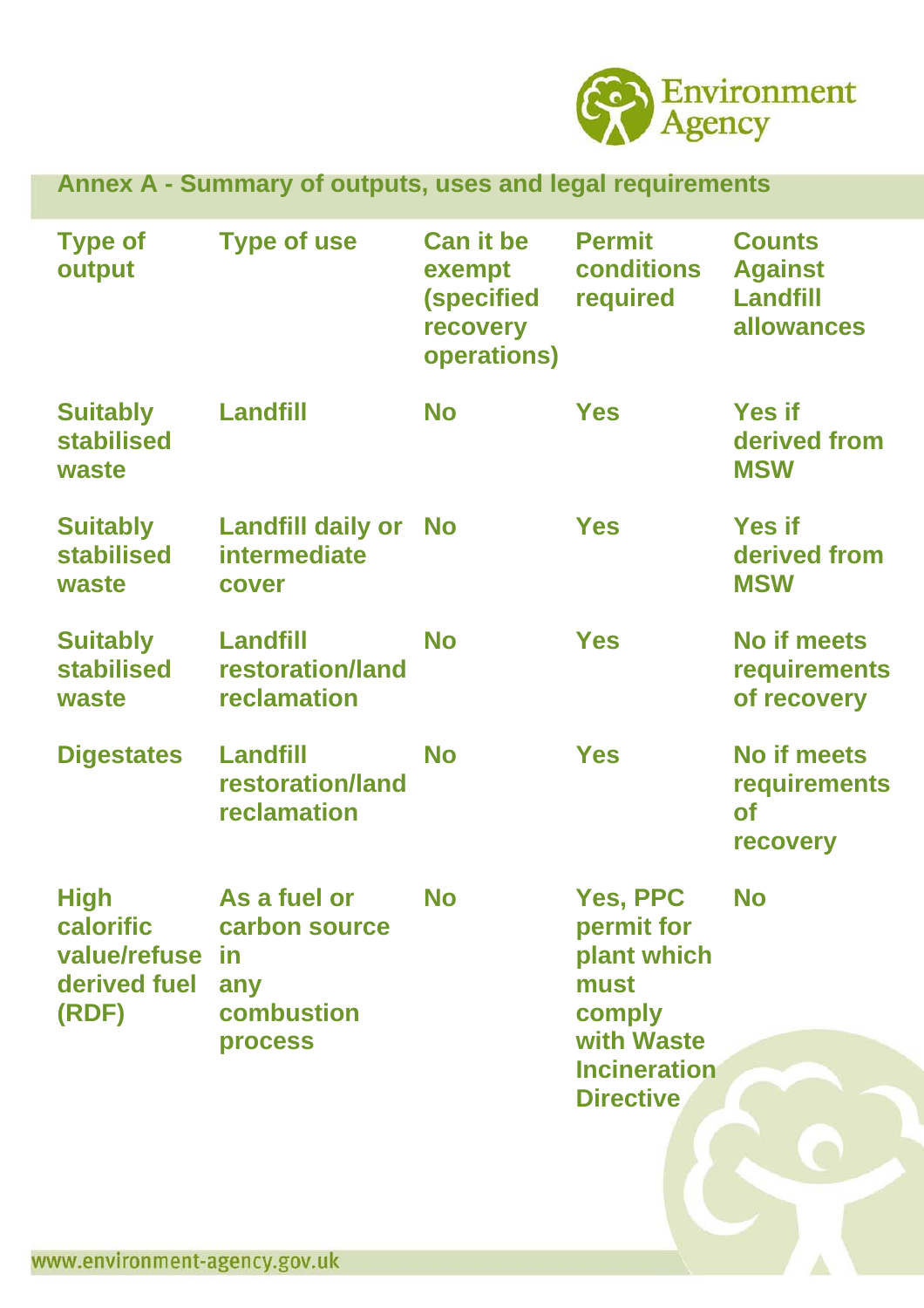## Annex A - Summary of outputs, uses and legal requirements

| Type of output | Type of use | Can it be exempt (specified recovery operations) | Permit conditions required | Counts Against Landfill allowances |
|---|---|---|---|---|
| Suitably stabilised waste | Landfill | No | Yes | Yes if derived from MSW |
| Suitably stabilised waste | Landfill daily or intermediate cover | No | Yes | Yes if derived from MSW |
| Suitably stabilised waste | Landfill restoration/land reclamation | No | Yes | No if meets requirements of recovery |
| Digestates | Landfill restoration/land reclamation | No | Yes | No if meets requirements of recovery |
| High calorific value/refuse derived fuel (RDF) | As a fuel or carbon source in any combustion process | No | Yes, PPC permit for plant which must comply with Waste Incineration Directive | No |